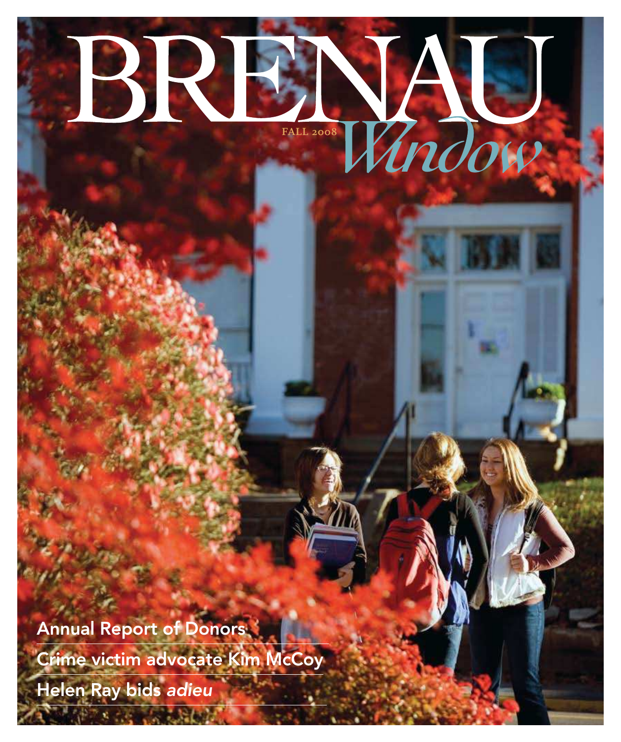# BRENAU *Window*

FALL 2008

Annual Report of Donors

Crime victim advocate Kim McCoy

Helen Ray bids *adieu*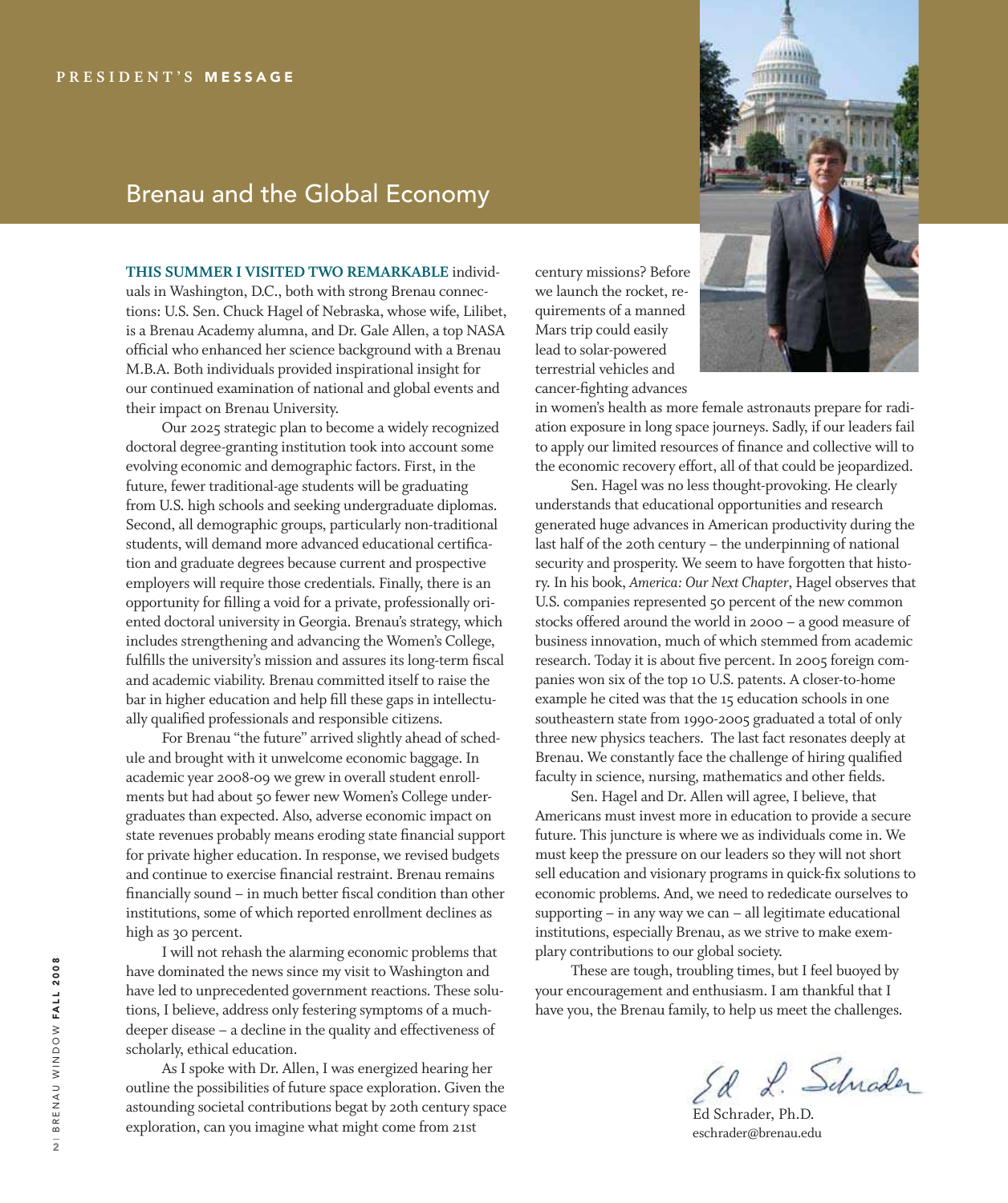PRESIDENT'S **MESSAGE**

# Brenau and the Global Economy

**THIS SUMMER I VISITED TWO REMARKABLE** individuals in Washington, D.C., both with strong Brenau connections: U.S. Sen. Chuck Hagel of Nebraska, whose wife, Lilibet, is a Brenau Academy alumna, and Dr. Gale Allen, a top NASA official who enhanced her science background with a Brenau M.B.A. Both individuals provided inspirational insight for our continued examination of national and global events and their impact on Brenau University.

Our 2025 strategic plan to become a widely recognized doctoral degree-granting institution took into account some evolving economic and demographic factors. First, in the future, fewer traditional-age students will be graduating from U.S. high schools and seeking undergraduate diplomas. Second, all demographic groups, particularly non-traditional students, will demand more advanced educational certification and graduate degrees because current and prospective employers will require those credentials. Finally, there is an opportunity for filling a void for a private, professionally oriented doctoral university in Georgia. Brenau's strategy, which includes strengthening and advancing the Women's College, fulfills the university's mission and assures its long-term fiscal and academic viability. Brenau committed itself to raise the bar in higher education and help fill these gaps in intellectually qualified professionals and responsible citizens.

For Brenau "the future" arrived slightly ahead of schedule and brought with it unwelcome economic baggage. In academic year 2008-09 we grew in overall student enrollments but had about 50 fewer new Women's College undergraduates than expected. Also, adverse economic impact on state revenues probably means eroding state financial support for private higher education. In response, we revised budgets and continue to exercise financial restraint. Brenau remains financially sound – in much better fiscal condition than other institutions, some of which reported enrollment declines as high as 30 percent.

I will not rehash the alarming economic problems that have dominated the news since my visit to Washington and have led to unprecedented government reactions. These solutions, I believe, address only festering symptoms of a much-deeper disease – a decline in the quality and effectiveness of scholarly, ethical education.

As I spoke with Dr. Allen, I was energized hearing her outline the possibilities of future space exploration. Given the astounding societal contributions begat by 20th century space exploration, can you imagine what might come from 21st century missions? Before we launch the rocket, requirements of a manned Mars trip could easily lead to solar-powered terrestrial vehicles and cancer-fighting advances in women's health as more female astronauts prepare for radiation exposure in long space journeys. Sadly, if our leaders fail to apply our limited resources of finance and collective will to the economic recovery effort, all of that could be jeopardized.

Sen. Hagel was no less thought-provoking. He clearly understands that educational opportunities and research generated huge advances in American productivity during the last half of the 20th century – the underpinning of national security and prosperity. We seem to have forgotten that history. In his book, *America: Our Next Chapter*, Hagel observes that U.S. companies represented 50 percent of the new common stocks offered around the world in 2000 – a good measure of business innovation, much of which stemmed from academic research. Today it is about five percent. In 2005 foreign companies won six of the top 10 U.S. patents. A closer-to-home example he cited was that the 15 education schools in one southeastern state from 1990-2005 graduated a total of only three new physics teachers. The last fact resonates deeply at Brenau. We constantly face the challenge of hiring qualified faculty in science, nursing, mathematics and other fields.

Sen. Hagel and Dr. Allen will agree, I believe, that Americans must invest more in education to provide a secure future. This juncture is where we as individuals come in. We must keep the pressure on our leaders so they will not short sell education and visionary programs in quick-fix solutions to economic problems. And, we need to rededicate ourselves to supporting – in any way we can – all legitimate educational institutions, especially Brenau, as we strive to make exemplary contributions to our global society.

These are tough, troubling times, but I feel buoyed by your encouragement and enthusiasm. I am thankful that I have you, the Brenau family, to help us meet the challenges.

Ed L. Schrader

Ed Schrader, Ph.D.
eschrader@brenau.edu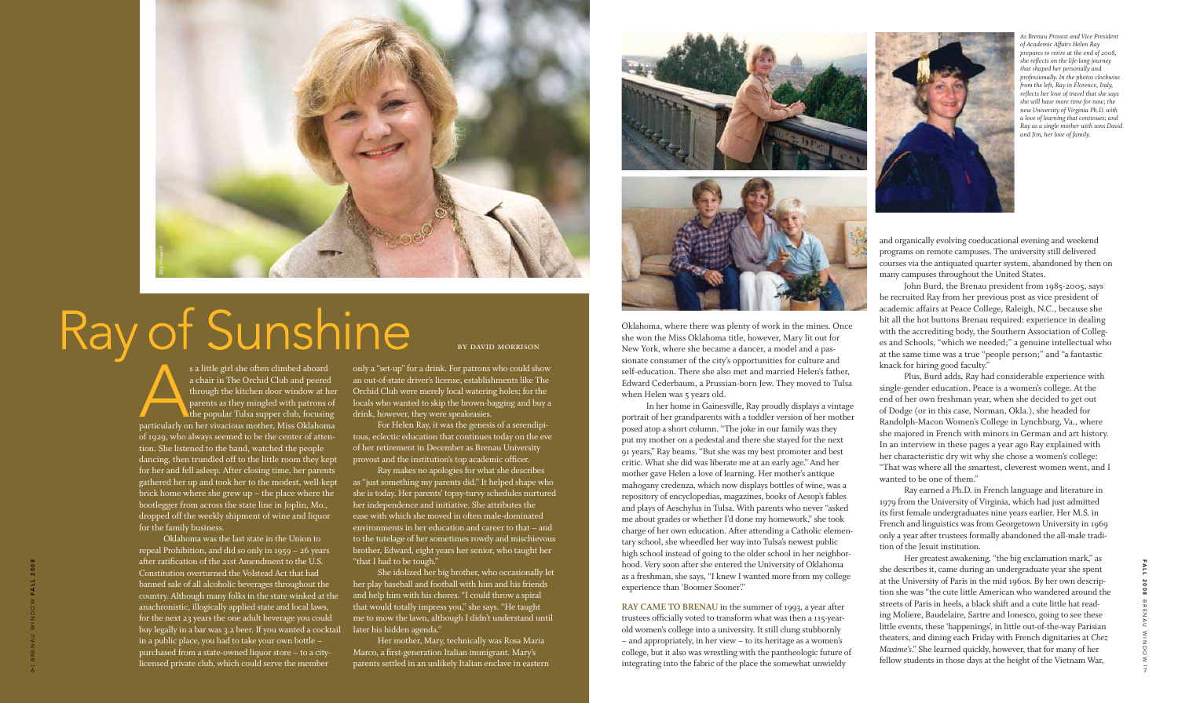# Ray of Sunshine

BY DAVID MORRISON

As a little girl she often climbed aboard a chair in The Orchid Club and peered through the kitchen door window at her parents as they mingled with patrons of the popular Tulsa supper club, focusing particularly on her vivacious mother, Miss Oklahoma of 1929, who always seemed to be the center of attention. She listened to the band, watched the people dancing, then trundled off to the little room they kept for her and fell asleep. After closing time, her parents gathered her up and took her to the modest, well-kept brick home where she grew up – the place where the bootlegger from across the state line in Joplin, Mo., dropped off the weekly shipment of wine and liquor for the family business.

Oklahoma was the last state in the Union to repeal Prohibition, and did so only in 1959 – 26 years after ratification of the 21st Amendment to the U.S. Constitution overturned the Volstead Act that had banned sale of all alcoholic beverages throughout the country. Although many folks in the state winked at the anachronistic, illogically applied state and local laws, for the next 23 years the one adult beverage you could buy legally in a bar was 3.2 beer. If you wanted a cocktail in a public place, you had to take your own bottle – purchased from a state-owned liquor store – to a city-licensed private club, which could serve the member only a "set-up" for a drink. For patrons who could show an out-of-state driver's license, establishments like The Orchid Club were merely local watering holes; for the locals who wanted to skip the brown-bagging and buy a drink, however, they were speakeasies.

For Helen Ray, it was the genesis of a serendipitous, eclectic education that continues today on the eve of her retirement in December as Brenau University provost and the institution's top academic officer.

Ray makes no apologies for what she describes as "just something my parents did." It helped shape who she is today. Her parents' topsy-turvy schedules nurtured her independence and initiative. She attributes the ease with which she moved in often male-dominated environments in her education and career to that – and to the tutelage of her sometimes rowdy and mischievous brother, Edward, eight years her senior, who taught her "that I had to be tough."

She idolized her big brother, who occasionally let her play baseball and football with him and his friends and help him with his chores. "I could throw a spiral that would totally impress you," she says. "He taught me to mow the lawn, although I didn't understand until later his hidden agenda."

Her mother, Mary, technically was Rosa Maria Marco, a first-generation Italian immigrant. Mary's parents settled in an unlikely Italian enclave in eastern Oklahoma, where there was plenty of work in the mines. Once she won the Miss Oklahoma title, however, Mary lit out for New York, where she became a dancer, a model and a passionate consumer of the city's opportunities for culture and self-education. There she also met and married Helen's father, Edward Cederbaum, a Prussian-born Jew. They moved to Tulsa when Helen was 5 years old.

In her home in Gainesville, Ray proudly displays a vintage portrait of her grandparents with a toddler version of her mother posed atop a short column. "The joke in our family was they put my mother on a pedestal and there she stayed for the next 91 years," Ray beams. "But she was my best promoter and best critic. What she did was liberate me at an early age." And her mother gave Helen a love of learning. Her mother's antique mahogany credenza, which now displays bottles of wine, was a repository of encyclopedias, magazines, books of Aesop's fables and plays of Aeschylus in Tulsa. With parents who never "asked me about grades or whether I'd done my homework," she took charge of her own education. After attending a Catholic elementary school, she wheedled her way into Tulsa's newest public high school instead of going to the older school in her neighborhood. Very soon after she entered the University of Oklahoma as a freshman, she says, "I knew I wanted more from my college experience than 'Boomer Sooner'."

**RAY CAME TO BRENAU** in the summer of 1993, a year after trustees officially voted to transform what was then a 115-year-old women's college into a university. It still clung stubbornly – and appropriately, in her view – to its heritage as a women's college, but it also was wrestling with the pantheologic future of integrating into the fabric of the place the somewhat unwieldy and organically evolving coeducational evening and weekend programs on remote campuses. The university still delivered courses via the antiquated quarter system, abandoned by then on many campuses throughout the United States.

John Burd, the Brenau president from 1985-2005, says he recruited Ray from her previous post as vice president of academic affairs at Peace College, Raleigh, N.C., because she hit all the hot buttons Brenau required: experience in dealing with the accrediting body, the Southern Association of Colleges and Schools, "which we needed;" a genuine intellectual who at the same time was a true "people person;" and "a fantastic knack for hiring good faculty."

Plus, Burd adds, Ray had considerable experience with single-gender education. Peace is a women's college. At the end of her own freshman year, when she decided to get out of Dodge (or in this case, Norman, Okla.), she headed for Randolph-Macon Women's College in Lynchburg, Va., where she majored in French with minors in German and art history. In an interview in these pages a year ago Ray explained with her characteristic dry wit why she chose a women's college: "That was where all the smartest, cleverest women went, and I wanted to be one of them."

Ray earned a Ph.D. in French language and literature in 1979 from the University of Virginia, which had just admitted its first female undergraduates nine years earlier. Her M.S. in French and linguistics was from Georgetown University in 1969 only a year after trustees formally abandoned the all-male tradition of the Jesuit institution.

Her greatest awakening, "the big exclamation mark," as she describes it, came during an undergraduate year she spent at the University of Paris in the mid 1960s. By her own description she was "the cute little American who wandered around the streets of Paris in heels, a black shift and a cute little hat reading Moliere, Baudelaire, Sartre and Ionesco, going to see these little events, these 'happenings', in little out-of-the-way Parisian theaters, and dining each Friday with French dignitaries at *Chez Maxime's*." She learned quickly, however, that for many of her fellow students in those days at the height of the Vietnam War,

*As Brenau Provost and Vice President of Academic Affairs Helen Ray prepares to retire at the end of 2008, she reflects on the life-long journey that shaped her personally and professionally. In the photos clockwise from the left, Ray in Florence, Italy, reflects her love of travel that she says she will have more time for now; the new University of Virginia Ph.D. with a love of learning that continues; and Ray as a single mother with sons David and Jim, her love of family.*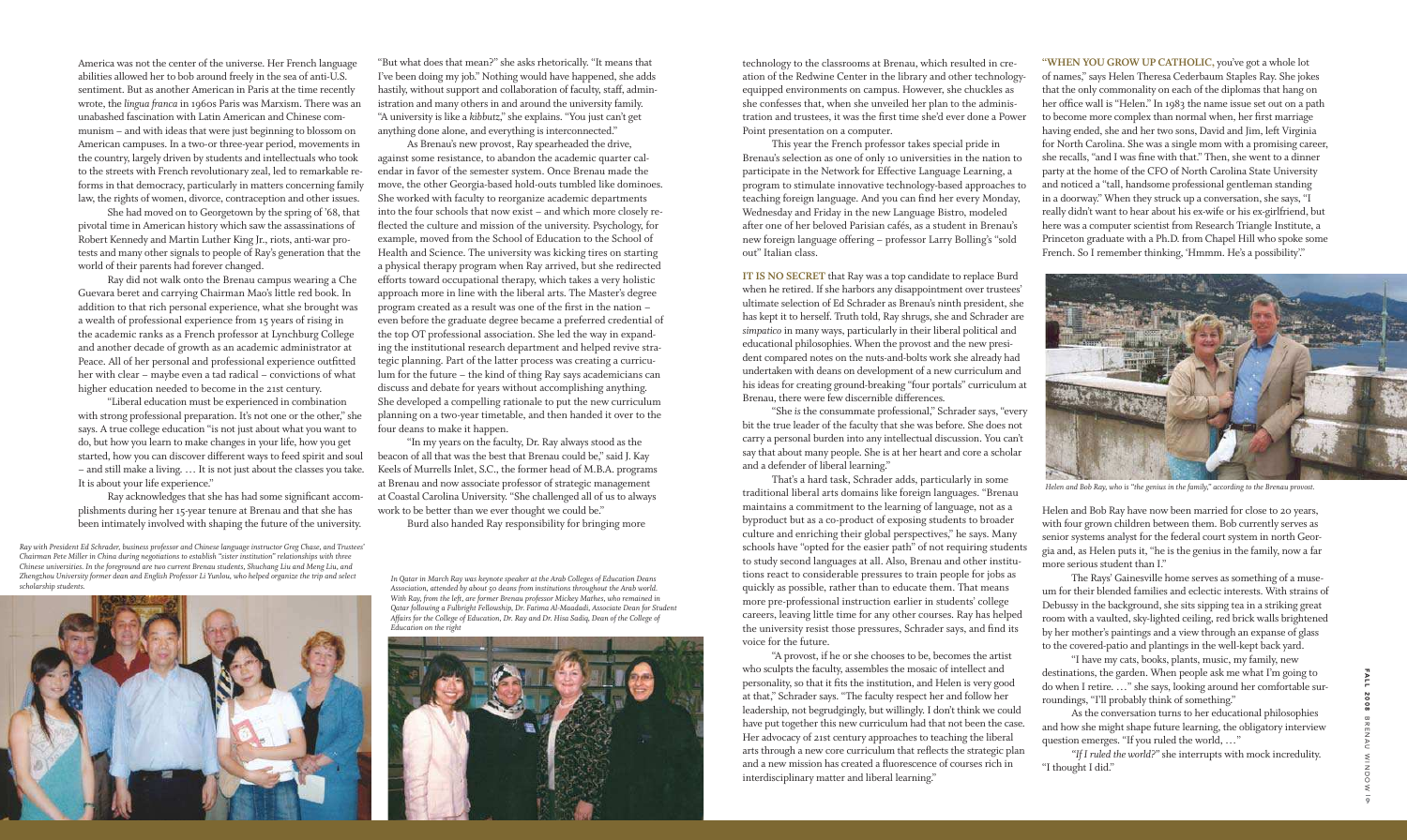America was not the center of the universe. Her French language abilities allowed her to bob around freely in the sea of anti-U.S. sentiment. But as another American in Paris at the time recently wrote, the *lingua franca* in 1960s Paris was Marxism. There was an unabashed fascination with Latin American and Chinese communism – and with ideas that were just beginning to blossom on American campuses. In a two-or three-year period, movements in the country, largely driven by students and intellectuals who took to the streets with French revolutionary zeal, led to remarkable reforms in that democracy, particularly in matters concerning family law, the rights of women, divorce, contraception and other issues.

She had moved on to Georgetown by the spring of '68, that pivotal time in American history which saw the assassinations of Robert Kennedy and Martin Luther King Jr., riots, anti-war protests and many other signals to people of Ray's generation that the world of their parents had forever changed.

Ray did not walk onto the Brenau campus wearing a Che Guevara beret and carrying Chairman Mao's little red book. In addition to that rich personal experience, what she brought was a wealth of professional experience from 15 years of rising in the academic ranks as a French professor at Lynchburg College and another decade of growth as an academic administrator at Peace. All of her personal and professional experience outfitted her with clear – maybe even a tad radical – convictions of what higher education needed to become in the 21st century.

"Liberal education must be experienced in combination with strong professional preparation. It's not one or the other," she says. A true college education "is not just about what you want to do, but how you learn to make changes in your life, how you get started, how you can discover different ways to feed spirit and soul – and still make a living. … It is not just about the classes you take. It is about your life experience."

Ray acknowledges that she has had some significant accomplishments during her 15-year tenure at Brenau and that she has been intimately involved with shaping the future of the university.

*Ray with President Ed Schrader, business professor and Chinese language instructor Greg Chase, and Trustees' Chairman Pete Miller in China during negotiations to establish "sister institution" relationships with three Chinese universities. In the foreground are two current Brenau students, Shuchang Liu and Meng Liu, and Zhengzhou University former dean and English Professor Li Yunlou, who helped organize the trip and select scholarship students.*

"But what does that mean?" she asks rhetorically. "It means that I've been doing my job." Nothing would have happened, she adds hastily, without support and collaboration of faculty, staff, administration and many others in and around the university family. "A university is like a *kibbutz*," she explains. "You just can't get anything done alone, and everything is interconnected."

As Brenau's new provost, Ray spearheaded the drive, against some resistance, to abandon the academic quarter calendar in favor of the semester system. Once Brenau made the move, the other Georgia-based hold-outs tumbled like dominoes. She worked with faculty to reorganize academic departments into the four schools that now exist – and which more closely reflected the culture and mission of the university. Psychology, for example, moved from the School of Education to the School of Health and Science. The university was kicking tires on starting a physical therapy program when Ray arrived, but she redirected efforts toward occupational therapy, which takes a very holistic approach more in line with the liberal arts. The Master's degree program created as a result was one of the first in the nation – even before the graduate degree became a preferred credential of the top OT professional association. She led the way in expanding the institutional research department and helped revive strategic planning. Part of the latter process was creating a curriculum for the future – the kind of thing Ray says academicians can discuss and debate for years without accomplishing anything. She developed a compelling rationale to put the new curriculum planning on a two-year timetable, and then handed it over to the four deans to make it happen.

"In my years on the faculty, Dr. Ray always stood as the beacon of all that was the best that Brenau could be," said J. Kay Keels of Murrells Inlet, S.C., the former head of M.B.A. programs at Brenau and now associate professor of strategic management at Coastal Carolina University. "She challenged all of us to always work to be better than we ever thought we could be."

Burd also handed Ray responsibility for bringing more

*In Qatar in March Ray was keynote speaker at the Arab Colleges of Education Deans Association, attended by about 50 deans from institutions throughout the Arab world. With Ray, from the left, are former Brenau professor Mickey Mathes, who remained in Qatar following a Fulbright Fellowship, Dr. Fatima Al-Maadadi, Associate Dean for Student Affairs for the College of Education, Dr. Ray and Dr. Hisa Sadiq, Dean of the College of Education on the right*

technology to the classrooms at Brenau, which resulted in creation of the Redwine Center in the library and other technology-equipped environments on campus. However, she chuckles as she confesses that, when she unveiled her plan to the administration and trustees, it was the first time she'd ever done a Power Point presentation on a computer.

This year the French professor takes special pride in Brenau's selection as one of only 10 universities in the nation to participate in the Network for Effective Language Learning, a program to stimulate innovative technology-based approaches to teaching foreign language. And you can find her every Monday, Wednesday and Friday in the new Language Bistro, modeled after one of her beloved Parisian cafés, as a student in Brenau's new foreign language offering – professor Larry Bolling's "sold out" Italian class.

**IT IS NO SECRET** that Ray was a top candidate to replace Burd when he retired. If she harbors any disappointment over trustees' ultimate selection of Ed Schrader as Brenau's ninth president, she has kept it to herself. Truth told, Ray shrugs, she and Schrader are *simpatico* in many ways, particularly in their liberal political and educational philosophies. When the provost and the new president compared notes on the nuts-and-bolts work she already had undertaken with deans on development of a new curriculum and his ideas for creating ground-breaking "four portals" curriculum at Brenau, there were few discernible differences.

"She *is* the consummate professional," Schrader says, "every bit the true leader of the faculty that she was before. She does not carry a personal burden into any intellectual discussion. You can't say that about many people. She is at her heart and core a scholar and a defender of liberal learning."

That's a hard task, Schrader adds, particularly in some traditional liberal arts domains like foreign languages. "Brenau maintains a commitment to the learning of language, not as a byproduct but as a co-product of exposing students to broader culture and enriching their global perspectives," he says. Many schools have "opted for the easier path" of not requiring students to study second languages at all. Also, Brenau and other institutions react to considerable pressures to train people for jobs as quickly as possible, rather than to educate them. That means more pre-professional instruction earlier in students' college careers, leaving little time for any other courses. Ray has helped the university resist those pressures, Schrader says, and find its voice for the future.

"A provost, if he or she chooses to be, becomes the artist who sculpts the faculty, assembles the mosaic of intellect and personality, so that it fits the institution, and Helen is very good at that," Schrader says. "The faculty respect her and follow her leadership, not begrudgingly, but willingly. I don't think we could have put together this new curriculum had that not been the case. Her advocacy of 21st century approaches to teaching the liberal arts through a new core curriculum that reflects the strategic plan and a new mission has created a fluorescence of courses rich in interdisciplinary matter and liberal learning."

**"WHEN YOU GROW UP CATHOLIC,** you've got a whole lot of names," says Helen Theresa Cederbaum Staples Ray. She jokes that the only commonality on each of the diplomas that hang on her office wall is "Helen." In 1983 the name issue set out on a path to become more complex than normal when, her first marriage having ended, she and her two sons, David and Jim, left Virginia for North Carolina. She was a single mom with a promising career, she recalls, "and I was fine with that." Then, she went to a dinner party at the home of the CFO of North Carolina State University and noticed a "tall, handsome professional gentleman standing in a doorway." When they struck up a conversation, she says, "I really didn't want to hear about his ex-wife or his ex-girlfriend, but here was a computer scientist from Research Triangle Institute, a Princeton graduate with a Ph.D. from Chapel Hill who spoke some French. So I remember thinking, 'Hmmm. He's a possibility'."

*Helen and Bob Ray, who is "the genius in the family," according to the Brenau provost.*

Helen and Bob Ray have now been married for close to 20 years, with four grown children between them. Bob currently serves as senior systems analyst for the federal court system in north Georgia and, as Helen puts it, "he is the genius in the family, now a far more serious student than I."

The Rays' Gainesville home serves as something of a museum for their blended families and eclectic interests. With strains of Debussy in the background, she sits sipping tea in a striking great room with a vaulted, sky-lighted ceiling, red brick walls brightened by her mother's paintings and a view through an expanse of glass to the covered-patio and plantings in the well-kept back yard.

"I have my cats, books, plants, music, my family, new destinations, the garden. When people ask me what I'm going to do when I retire. …" she says, looking around her comfortable surroundings, "I'll probably think of something."

As the conversation turns to her educational philosophies and how she might shape future learning, the obligatory interview question emerges. "If you ruled the world, …"

*"If I ruled the world?"* she interrupts with mock incredulity. "I thought I did."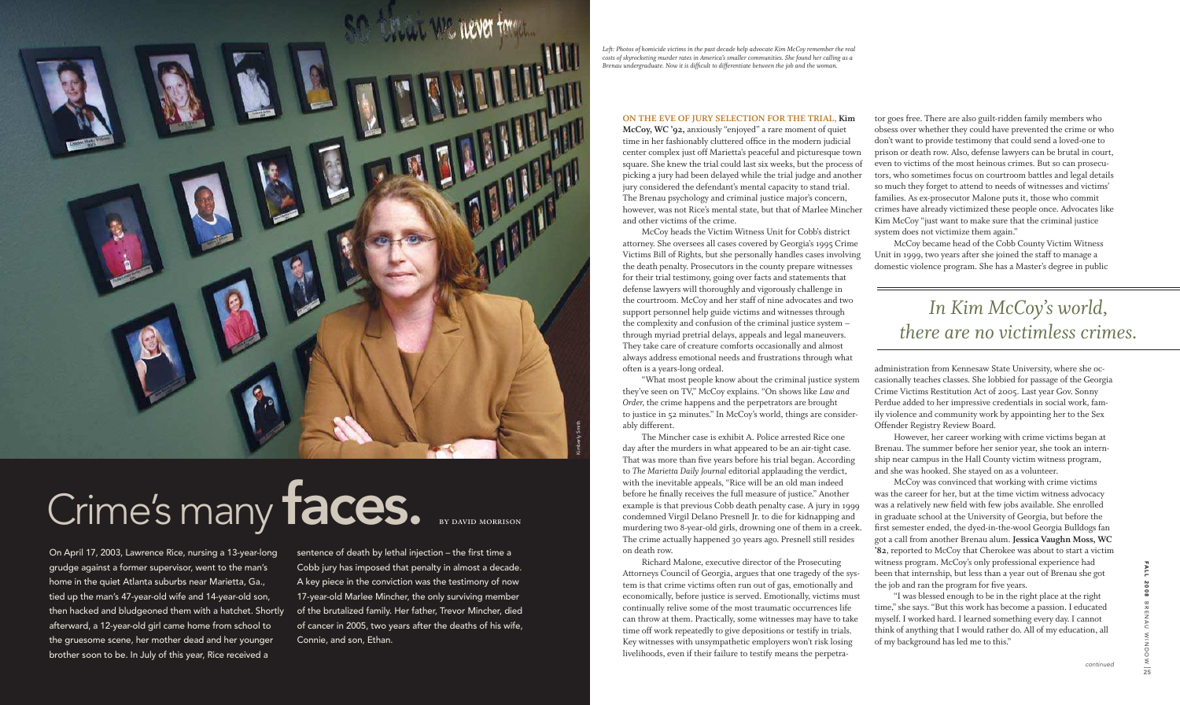# Crime's many **faces.**

BY DAVID MORRISON

*Left: Photos of homicide victims in the past decade help advocate Kim McCoy remember the real costs of skyrocketing murder rates in America's smaller communities. She found her calling as a Brenau undergraduate. Now it is difficult to differentiate between the job and the woman.*

On April 17, 2003, Lawrence Rice, nursing a 13-year-long grudge against a former supervisor, went to the man's home in the quiet Atlanta suburbs near Marietta, Ga., tied up the man's 47-year-old wife and 14-year-old son, then hacked and bludgeoned them with a hatchet. Shortly afterward, a 12-year-old girl came home from school to the gruesome scene, her mother dead and her younger brother soon to be. In July of this year, Rice received a sentence of death by lethal injection – the first time a Cobb jury has imposed that penalty in almost a decade. A key piece in the conviction was the testimony of now 17-year-old Marlee Mincher, the only surviving member of the brutalized family. Her father, Trevor Mincher, died of cancer in 2005, two years after the deaths of his wife, Connie, and son, Ethan.

**ON THE EVE OF JURY SELECTION FOR THE TRIAL, Kim McCoy, WC '92,** anxiously "enjoyed" a rare moment of quiet time in her fashionably cluttered office in the modern judicial center complex just off Marietta's peaceful and picturesque town square. She knew the trial could last six weeks, but the process of picking a jury had been delayed while the trial judge and another jury considered the defendant's mental capacity to stand trial. The Brenau psychology and criminal justice major's concern, however, was not Rice's mental state, but that of Marlee Mincher and other victims of the crime.

McCoy heads the Victim Witness Unit for Cobb's district attorney. She oversees all cases covered by Georgia's 1995 Crime Victims Bill of Rights, but she personally handles cases involving the death penalty. Prosecutors in the county prepare witnesses for their trial testimony, going over facts and statements that defense lawyers will thoroughly and vigorously challenge in the courtroom. McCoy and her staff of nine advocates and two support personnel help guide victims and witnesses through the complexity and confusion of the criminal justice system – through myriad pretrial delays, appeals and legal maneuvers. They take care of creature comforts occasionally and almost always address emotional needs and frustrations through what often is a years-long ordeal.

"What most people know about the criminal justice system they've seen on TV," McCoy explains. "On shows like *Law and Order*, the crime happens and the perpetrators are brought to justice in 52 minutes." In McCoy's world, things are considerably different.

The Mincher case is exhibit A. Police arrested Rice one day after the murders in what appeared to be an air-tight case. That was more than five years before his trial began. According to *The Marietta Daily Journal* editorial applauding the verdict, with the inevitable appeals, "Rice will be an old man indeed before he finally receives the full measure of justice." Another example is that previous Cobb death penalty case. A jury in 1999 condemned Virgil Delano Presnell Jr. to die for kidnapping and murdering two 8-year-old girls, drowning one of them in a creek. The crime actually happened 30 years ago. Presnell still resides on death row.

Richard Malone, executive director of the Prosecuting Attorneys Council of Georgia, argues that one tragedy of the system is that crime victims often run out of gas, emotionally and economically, before justice is served. Emotionally, victims must continually relive some of the most traumatic occurrences life can throw at them. Practically, some witnesses may have to take time off work repeatedly to give depositions or testify in trials. Key witnesses with unsympathetic employers won't risk losing livelihoods, even if their failure to testify means the perpetrator goes free. There are also guilt-ridden family members who obsess over whether they could have prevented the crime or who don't want to provide testimony that could send a loved-one to prison or death row. Also, defense lawyers can be brutal in court, even to victims of the most heinous crimes. But so can prosecutors, who sometimes focus on courtroom battles and legal details so much they forget to attend to needs of witnesses and victims' families. As ex-prosecutor Malone puts it, those who commit crimes have already victimized these people once. Advocates like Kim McCoy "just want to make sure that the criminal justice system does not victimize them again."

McCoy became head of the Cobb County Victim Witness Unit in 1999, two years after she joined the staff to manage a domestic violence program. She has a Master's degree in public administration from Kennesaw State University, where she occasionally teaches classes. She lobbied for passage of the Georgia Crime Victims Restitution Act of 2005. Last year Gov. Sonny Perdue added to her impressive credentials in social work, family violence and community work by appointing her to the Sex Offender Registry Review Board.

> *In Kim McCoy's world, there are no victimless crimes.*

However, her career working with crime victims began at Brenau. The summer before her senior year, she took an internship near campus in the Hall County victim witness program, and she was hooked. She stayed on as a volunteer.

McCoy was convinced that working with crime victims was the career for her, but at the time victim witness advocacy was a relatively new field with few jobs available. She enrolled in graduate school at the University of Georgia, but before the first semester ended, the dyed-in-the-wool Georgia Bulldogs fan got a call from another Brenau alum. **Jessica Vaughn Moss, WC '82**, reported to McCoy that Cherokee was about to start a victim witness program. McCoy's only professional experience had been that internship, but less than a year out of Brenau she got the job and ran the program for five years.

"I was blessed enough to be in the right place at the right time," she says. "But this work has become a passion. I educated myself. I worked hard. I learned something every day. I cannot think of anything that I would rather do. All of my education, all of my background has led me to this."

*continued*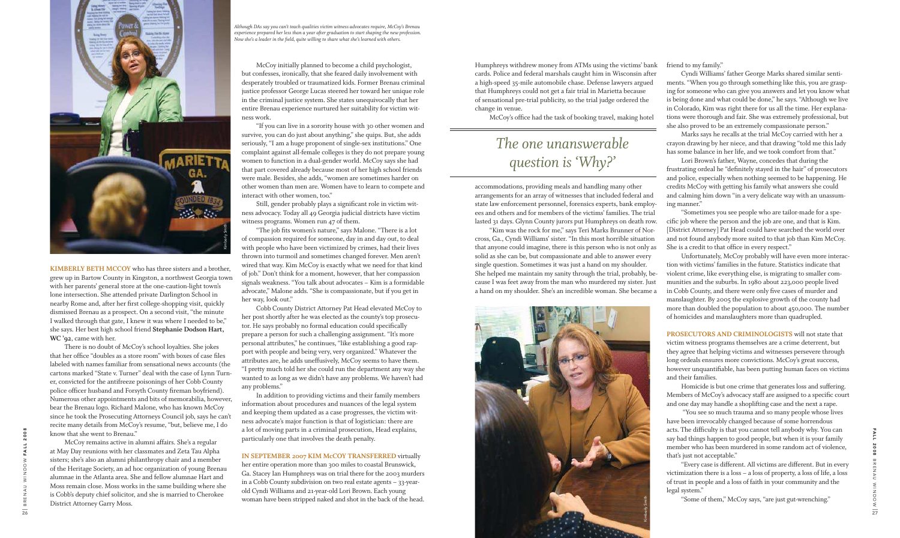*Although DAs say you can't teach qualities victim witness advocates require, McCoy's Brenau experience prepared her less than a year after graduation to start shaping the new profession. Now she's a leader in the field, quite willing to share what she's learned with others.*

**KIMBERLY BETH MCCOY** who has three sisters and a brother, grew up in Bartow County in Kingston, a northwest Georgia town with her parents' general store at the one-caution-light town's lone intersection. She attended private Darlington School in nearby Rome and, after her first college-shopping visit, quickly dismissed Brenau as a prospect. On a second visit, "the minute I walked through that gate, I knew it was where I needed to be," she says. Her best high school friend **Stephanie Dodson Hart, WC '92**, came with her.

There is no doubt of McCoy's school loyalties. She jokes that her office "doubles as a store room" with boxes of case files labeled with names familiar from sensational news accounts (the cartons marked "State v. Turner" deal with the case of Lynn Turner, convicted for the antifreeze poisonings of her Cobb County police officer husband and Forsyth County fireman boyfriend). Numerous other appointments and bits of memorabilia, however, bear the Brenau logo. Richard Malone, who has known McCoy since he took the Prosecuting Attorneys Council job, says he can't recite many details from McCoy's resume, "but, believe me, I do know that she went to Brenau."

McCoy remains active in alumni affairs. She's a regular at May Day reunions with her classmates and Zeta Tau Alpha sisters; she's also an alumni philanthropy chair and a member of the Heritage Society, an ad hoc organization of young Brenau alumnae in the Atlanta area. She and fellow alumnae Hart and Moss remain close. Moss works in the same building where she is Cobb's deputy chief solicitor, and she is married to Cherokee District Attorney Garry Moss.

McCoy initially planned to become a child psychologist, but confesses, ironically, that she feared daily involvement with desperately troubled or traumatized kids. Former Brenau criminal justice professor George Lucas steered her toward her unique role in the criminal justice system. She states unequivocally that her entire Brenau experience nurtured her suitability for victim witness work.

"If you can live in a sorority house with 30 other women and survive, you can do just about anything," she quips. But, she adds seriously, "I am a huge proponent of single-sex institutions." One complaint against all-female colleges is they do not prepare young women to function in a dual-gender world. McCoy says she had that part covered already because most of her high school friends were male. Besides, she adds, "women are sometimes harder on other women than men are. Women have to learn to compete and interact with other women, too."

Still, gender probably plays a significant role in victim witness advocacy. Today all 49 Georgia judicial districts have victim witness programs. Women run 47 of them.

"The job fits women's nature," says Malone. "There is a lot of compassion required for someone, day in and day out, to deal with people who have been victimized by crimes, had their lives thrown into turmoil and sometimes changed forever. Men aren't wired that way. Kim McCoy is exactly what we need for that kind of job." Don't think for a moment, however, that her compassion signals weakness. "You talk about advocates – Kim is a formidable advocate," Malone adds. "She is compassionate, but if you get in her way, look out."

Cobb County District Attorney Pat Head elevated McCoy to her post shortly after he was elected as the county's top prosecutor. He says probably no formal education could specifically prepare a person for such a challenging assignment. "It's more personal attributes," he continues, "like establishing a good rapport with people and being very, very organized." Whatever the attributes are, he adds uneffusively, McCoy seems to have them. "I pretty much told her she could run the department any way she wanted to as long as we didn't have any problems. We haven't had any problems."

In addition to providing victims and their family members information about procedures and nuances of the legal system and keeping them updated as a case progresses, the victim witness advocate's major function is that of logistician: there are a lot of moving parts in a criminal prosecution, Head explains, particularly one that involves the death penalty.

**IN SEPTEMBER 2007 KIM MCCOY TRANSFERRED** virtually her entire operation more than 300 miles to coastal Brunswick, Ga. Stacey Ian Humphreys was on trial there for the 2003 murders in a Cobb County subdivision on two real estate agents – 33-year-old Cyndi Williams and 21-year-old Lori Brown. Each young woman have been stripped naked and shot in the back of the head. Humphreys withdrew money from ATMs using the victims' bank cards. Police and federal marshals caught him in Wisconsin after a high-speed 35-mile automobile chase. Defense lawyers argued that Humphreys could not get a fair trial in Marietta because of sensational pre-trial publicity, so the trial judge ordered the change in venue.

McCoy's office had the task of booking travel, making hotel accommodations, providing meals and handling many other arrangements for an array of witnesses that included federal and state law enforcement personnel, forensics experts, bank employees and others and for members of the victims' families. The trial lasted 31 days. Glynn County jurors put Humphreys on death row.

> *The one unanswerable question is 'Why?'*

"Kim was the rock for me," says Teri Marks Brunner of Norcross, Ga., Cyndi Williams' sister. "In this most horrible situation that anyone could imagine, there is this person who is not only as solid as she can be, but compassionate and able to answer every single question. Sometimes it was just a hand on my shoulder. She helped me maintain my sanity through the trial, probably, because I was feet away from the man who murdered my sister. Just a hand on my shoulder. She's an incredible woman. She became a friend to my family."

Cyndi Williams' father George Marks shared similar sentiments. "When you go through something like this, you are grasping for someone who can give you answers and let you know what is being done and what could be done," he says. "Although we live in Colorado, Kim was right there for us all the time. Her explanations were thorough and fair. She was extremely professional, but she also proved to be an extremely compassionate person."

Marks says he recalls at the trial McCoy carried with her a crayon drawing by her niece, and that drawing "told me this lady has some balance in her life, and we took comfort from that."

Lori Brown's father, Wayne, concedes that during the frustrating ordeal he "definitely stayed in the hair" of prosecutors and police, especially when nothing seemed to be happening. He credits McCoy with getting his family what answers she could and calming him down "in a very delicate way with an unassuming manner."

"Sometimes you see people who are tailor-made for a specific job where the person and the job are one, and that is Kim. [District Attorney] Pat Head could have searched the world over and not found anybody more suited to that job than Kim McCoy. She is a credit to that office in every respect."

Unfortunately, McCoy probably will have even more interaction with victims' families in the future. Statistics indicate that violent crime, like everything else, is migrating to smaller communities and the suburbs. In 1980 about 223,000 people lived in Cobb County, and there were only five cases of murder and manslaughter. By 2005 the explosive growth of the county had more than doubled the population to about 450,000. The number of homicides and manslaughters more than quadrupled.

**PROSECUTORS AND CRIMINOLOGISTS** will not state that victim witness programs themselves are a crime deterrent, but they agree that helping victims and witnesses persevere through long ordeals ensures more convictions. McCoy's great success, however unquantifiable, has been putting human faces on victims and their families.

Homicide is but one crime that generates loss and suffering. Members of McCoy's advocacy staff are assigned to a specific court and one day may handle a shoplifting case and the next a rape.

"You see so much trauma and so many people whose lives have been irrevocably changed because of some horrendous acts. The difficulty is that you cannot tell anybody why. You can say bad things happen to good people, but when it is your family member who has been murdered in some random act of violence, that's just not acceptable."

"Every case is different. All victims are different. But in every victimization there is a loss – a loss of property, a loss of life, a loss of trust in people and a loss of faith in your community and the legal system."

"Some of them," McCoy says, "are just gut-wrenching."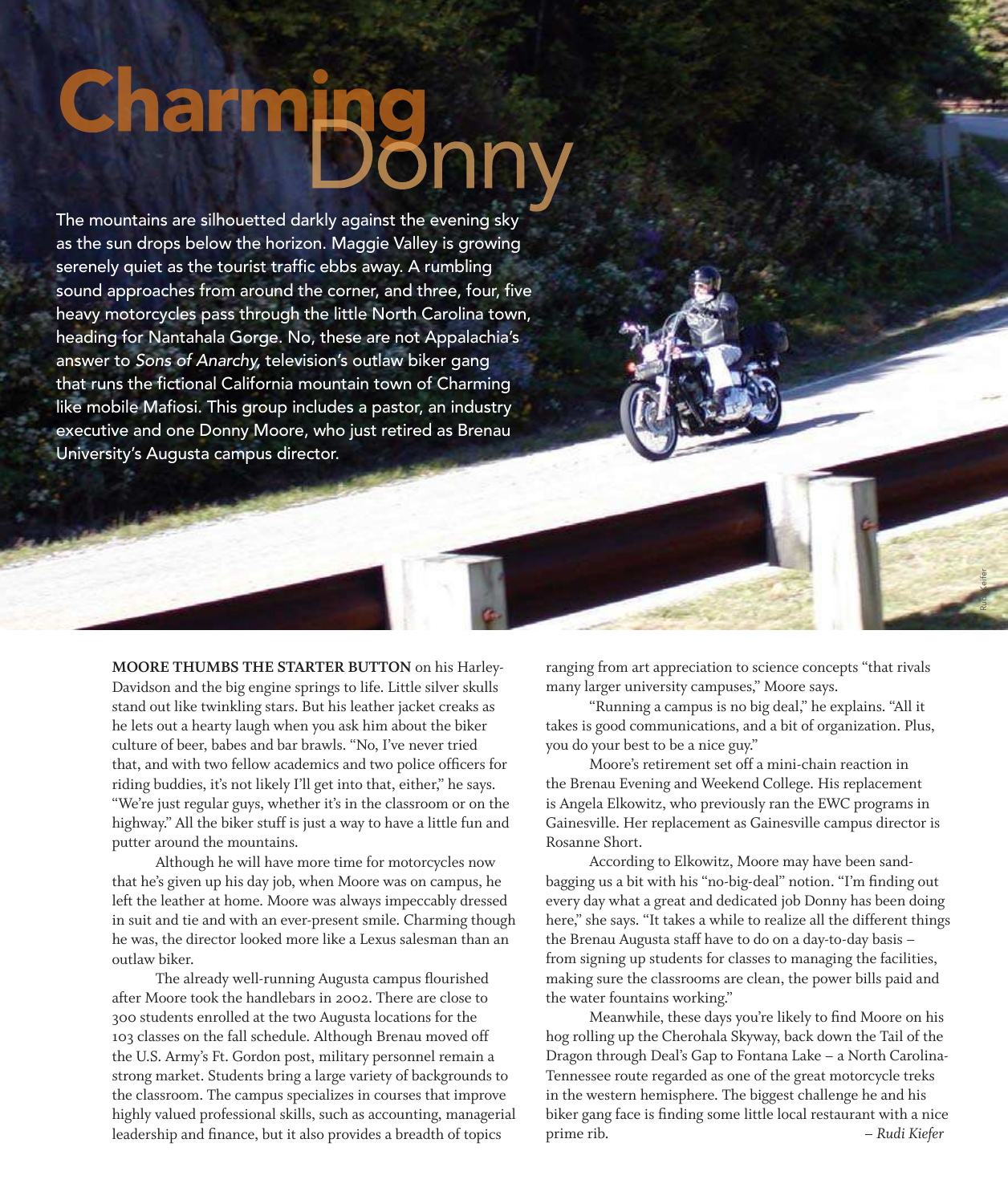# Charming Donny

The mountains are silhouetted darkly against the evening sky as the sun drops below the horizon. Maggie Valley is growing serenely quiet as the tourist traffic ebbs away. A rumbling sound approaches from around the corner, and three, four, five heavy motorcycles pass through the little North Carolina town, heading for Nantahala Gorge. No, these are not Appalachia's answer to *Sons of Anarchy,* television's outlaw biker gang that runs the fictional California mountain town of Charming like mobile Mafiosi. This group includes a pastor, an industry executive and one Donny Moore, who just retired as Brenau University's Augusta campus director.

**MOORE THUMBS THE STARTER BUTTON** on his Harley-Davidson and the big engine springs to life. Little silver skulls stand out like twinkling stars. But his leather jacket creaks as he lets out a hearty laugh when you ask him about the biker culture of beer, babes and bar brawls. "No, I've never tried that, and with two fellow academics and two police officers for riding buddies, it's not likely I'll get into that, either," he says. "We're just regular guys, whether it's in the classroom or on the highway." All the biker stuff is just a way to have a little fun and putter around the mountains.

Although he will have more time for motorcycles now that he's given up his day job, when Moore was on campus, he left the leather at home. Moore was always impeccably dressed in suit and tie and with an ever-present smile. Charming though he was, the director looked more like a Lexus salesman than an outlaw biker.

The already well-running Augusta campus flourished after Moore took the handlebars in 2002. There are close to 300 students enrolled at the two Augusta locations for the 103 classes on the fall schedule. Although Brenau moved off the U.S. Army's Ft. Gordon post, military personnel remain a strong market. Students bring a large variety of backgrounds to the classroom. The campus specializes in courses that improve highly valued professional skills, such as accounting, managerial leadership and finance, but it also provides a breadth of topics ranging from art appreciation to science concepts "that rivals many larger university campuses," Moore says.

"Running a campus is no big deal," he explains. "All it takes is good communications, and a bit of organization. Plus, you do your best to be a nice guy."

Moore's retirement set off a mini-chain reaction in the Brenau Evening and Weekend College. His replacement is Angela Elkowitz, who previously ran the EWC programs in Gainesville. Her replacement as Gainesville campus director is Rosanne Short.

According to Elkowitz, Moore may have been sandbagging us a bit with his "no-big-deal" notion. "I'm finding out every day what a great and dedicated job Donny has been doing here," she says. "It takes a while to realize all the different things the Brenau Augusta staff have to do on a day-to-day basis – from signing up students for classes to managing the facilities, making sure the classrooms are clean, the power bills paid and the water fountains working."

Meanwhile, these days you're likely to find Moore on his hog rolling up the Cherohala Skyway, back down the Tail of the Dragon through Deal's Gap to Fontana Lake – a North Carolina-Tennessee route regarded as one of the great motorcycle treks in the western hemisphere. The biggest challenge he and his biker gang face is finding some little local restaurant with a nice prime rib.

*– Rudi Kiefer*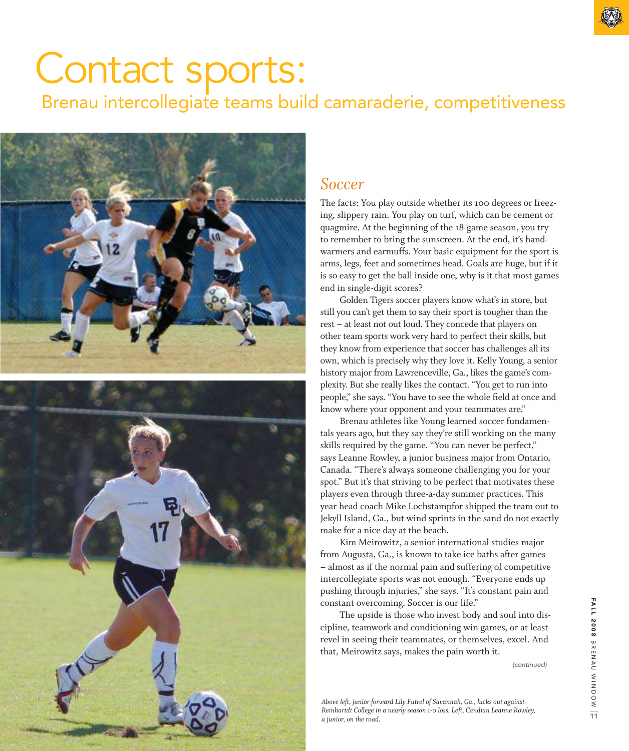# Contact sports:

## Brenau intercollegiate teams build camaraderie, competitiveness

### *Soccer*

The facts: You play outside whether its 100 degrees or freezing, slippery rain. You play on turf, which can be cement or quagmire. At the beginning of the 18-game season, you try to remember to bring the sunscreen. At the end, it's hand-warmers and earmuffs. Your basic equipment for the sport is arms, legs, feet and sometimes head. Goals are huge, but if it is so easy to get the ball inside one, why is it that most games end in single-digit scores?

Golden Tigers soccer players know what's in store, but still you can't get them to say their sport is tougher than the rest – at least not out loud. They concede that players on other team sports work very hard to perfect their skills, but they know from experience that soccer has challenges all its own, which is precisely why they love it. Kelly Young, a senior history major from Lawrenceville, Ga., likes the game's complexity. But she really likes the contact. "You get to run into people," she says. "You have to see the whole field at once and know where your opponent and your teammates are."

Brenau athletes like Young learned soccer fundamentals years ago, but they say they're still working on the many skills required by the game. "You can never be perfect," says Leanne Rowley, a junior business major from Ontario, Canada. "There's always someone challenging you for your spot." But it's that striving to be perfect that motivates these players even through three-a-day summer practices. This year head coach Mike Lochstampfor shipped the team out to Jekyll Island, Ga., but wind sprints in the sand do not exactly make for a nice day at the beach.

Kim Meirowitz, a senior international studies major from Augusta, Ga., is known to take ice baths after games – almost as if the normal pain and suffering of competitive intercollegiate sports was not enough. "Everyone ends up pushing through injuries," she says. "It's constant pain and constant overcoming. Soccer is our life."

The upside is those who invest body and soul into discipline, teamwork and conditioning win games, or at least revel in seeing their teammates, or themselves, excel. And that, Meirowitz says, makes the pain worth it.

*(continued)*

*Above left, junior forward Lily Futrel of Savannah, Ga., kicks out against Reinhardt College in a nearly season 1-0 loss. Left, Candian Leanne Rowley, a junior, on the road.*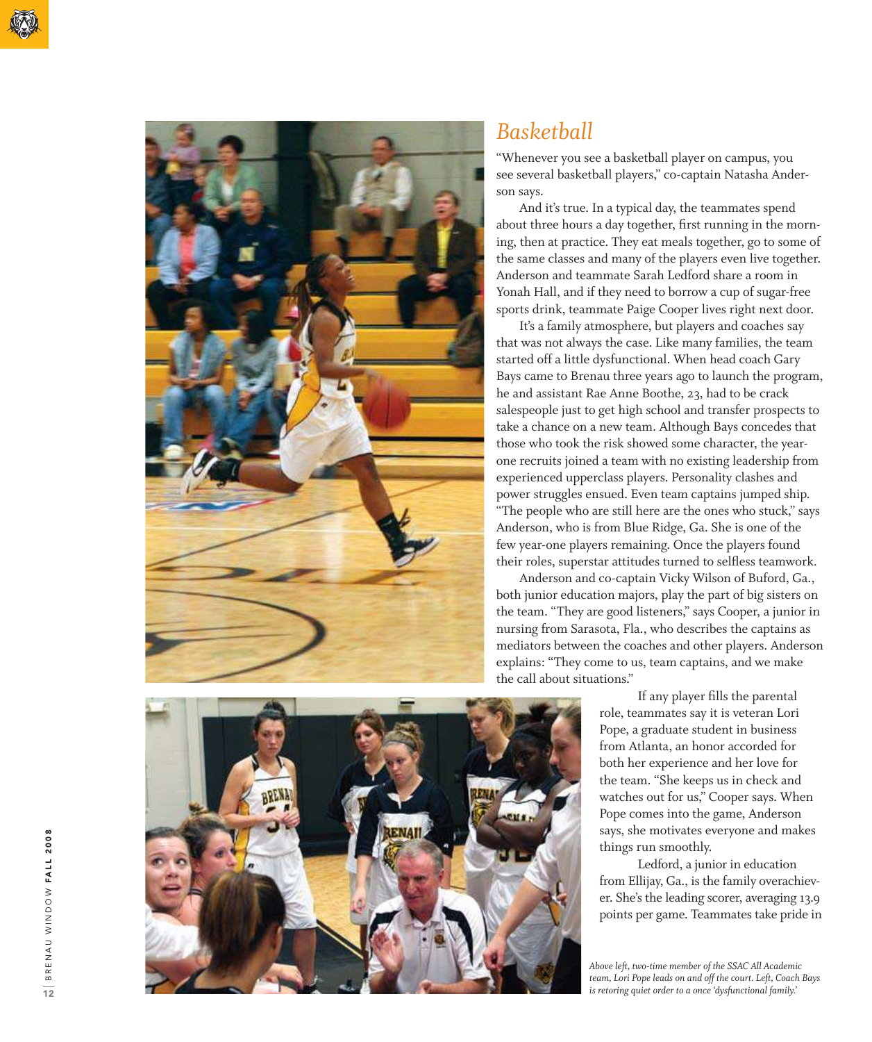## *Basketball*

"Whenever you see a basketball player on campus, you see several basketball players," co-captain Natasha Anderson says.

And it's true. In a typical day, the teammates spend about three hours a day together, first running in the morning, then at practice. They eat meals together, go to some of the same classes and many of the players even live together. Anderson and teammate Sarah Ledford share a room in Yonah Hall, and if they need to borrow a cup of sugar-free sports drink, teammate Paige Cooper lives right next door.

It's a family atmosphere, but players and coaches say that was not always the case. Like many families, the team started off a little dysfunctional. When head coach Gary Bays came to Brenau three years ago to launch the program, he and assistant Rae Anne Boothe, 23, had to be crack salespeople just to get high school and transfer prospects to take a chance on a new team. Although Bays concedes that those who took the risk showed some character, the year-one recruits joined a team with no existing leadership from experienced upperclass players. Personality clashes and power struggles ensued. Even team captains jumped ship. "The people who are still here are the ones who stuck," says Anderson, who is from Blue Ridge, Ga. She is one of the few year-one players remaining. Once the players found their roles, superstar attitudes turned to selfless teamwork.

Anderson and co-captain Vicky Wilson of Buford, Ga., both junior education majors, play the part of big sisters on the team. "They are good listeners," says Cooper, a junior in nursing from Sarasota, Fla., who describes the captains as mediators between the coaches and other players. Anderson explains: "They come to us, team captains, and we make the call about situations."

If any player fills the parental role, teammates say it is veteran Lori Pope, a graduate student in business from Atlanta, an honor accorded for both her experience and her love for the team. "She keeps us in check and watches out for us," Cooper says. When Pope comes into the game, Anderson says, she motivates everyone and makes things run smoothly.

Ledford, a junior in education from Ellijay, Ga., is the family overachiever. She's the leading scorer, averaging 13.9 points per game. Teammates take pride in

*Above left, two-time member of the SSAC All Academic team, Lori Pope leads on and off the court. Left, Coach Bays is retoring quiet order to a once 'dysfunctional family.'*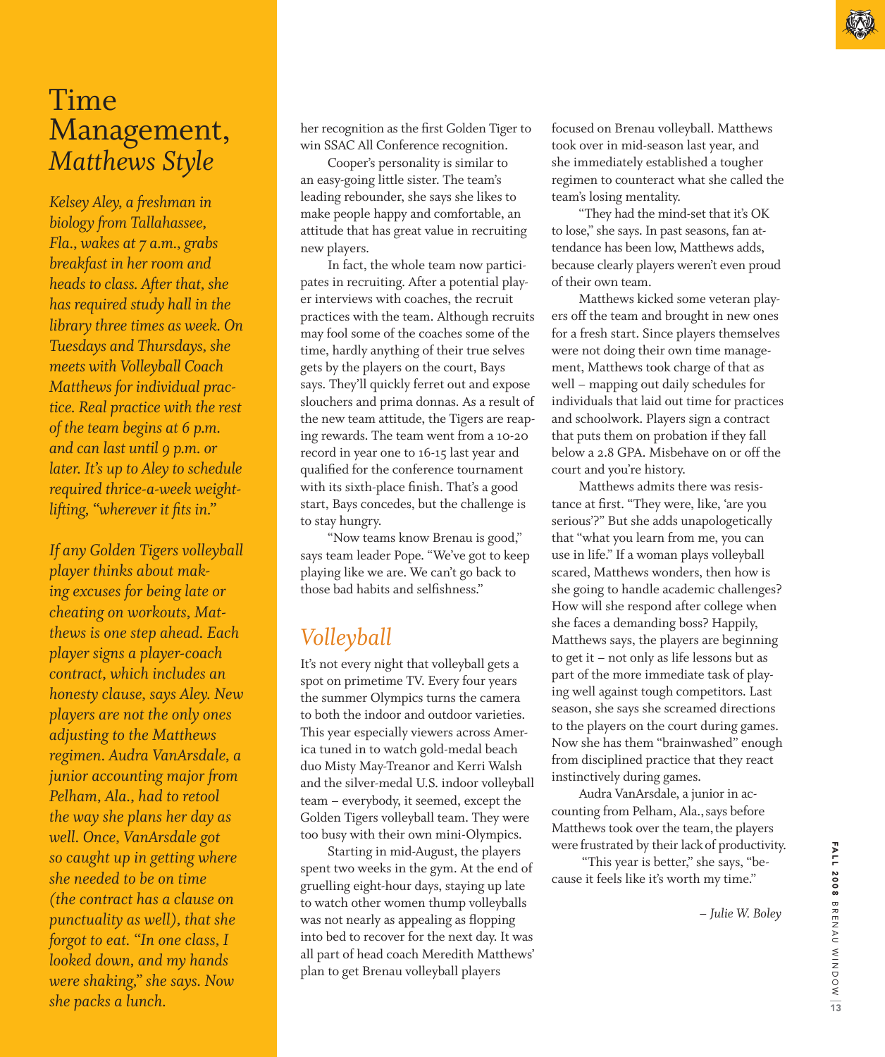# Time Management, *Matthews Style*

*Kelsey Aley, a freshman in biology from Tallahassee, Fla., wakes at 7 a.m., grabs breakfast in her room and heads to class. After that, she has required study hall in the library three times as week. On Tuesdays and Thursdays, she meets with Volleyball Coach Matthews for individual practice. Real practice with the rest of the team begins at 6 p.m. and can last until 9 p.m. or later. It's up to Aley to schedule required thrice-a-week weight-lifting, "wherever it fits in."*

*If any Golden Tigers volleyball player thinks about making excuses for being late or cheating on workouts, Matthews is one step ahead. Each player signs a player-coach contract, which includes an honesty clause, says Aley. New players are not the only ones adjusting to the Matthews regimen. Audra VanArsdale, a junior accounting major from Pelham, Ala., had to retool the way she plans her day as well. Once, VanArsdale got so caught up in getting where she needed to be on time (the contract has a clause on punctuality as well), that she forgot to eat. "In one class, I looked down, and my hands were shaking," she says. Now she packs a lunch.*

her recognition as the first Golden Tiger to win SSAC All Conference recognition.

Cooper's personality is similar to an easy-going little sister. The team's leading rebounder, she says she likes to make people happy and comfortable, an attitude that has great value in recruiting new players.

In fact, the whole team now participates in recruiting. After a potential player interviews with coaches, the recruit practices with the team. Although recruits may fool some of the coaches some of the time, hardly anything of their true selves gets by the players on the court, Bays says. They'll quickly ferret out and expose slouchers and prima donnas. As a result of the new team attitude, the Tigers are reaping rewards. The team went from a 10-20 record in year one to 16-15 last year and qualified for the conference tournament with its sixth-place finish. That's a good start, Bays concedes, but the challenge is to stay hungry.

"Now teams know Brenau is good," says team leader Pope. "We've got to keep playing like we are. We can't go back to those bad habits and selfishness."

## *Volleyball*

It's not every night that volleyball gets a spot on primetime TV. Every four years the summer Olympics turns the camera to both the indoor and outdoor varieties. This year especially viewers across America tuned in to watch gold-medal beach duo Misty May-Treanor and Kerri Walsh and the silver-medal U.S. indoor volleyball team – everybody, it seemed, except the Golden Tigers volleyball team. They were too busy with their own mini-Olympics.

Starting in mid-August, the players spent two weeks in the gym. At the end of gruelling eight-hour days, staying up late to watch other women thump volleyballs was not nearly as appealing as flopping into bed to recover for the next day. It was all part of head coach Meredith Matthews' plan to get Brenau volleyball players focused on Brenau volleyball. Matthews took over in mid-season last year, and she immediately established a tougher regimen to counteract what she called the team's losing mentality.

"They had the mind-set that it's OK to lose," she says. In past seasons, fan attendance has been low, Matthews adds, because clearly players weren't even proud of their own team.

Matthews kicked some veteran players off the team and brought in new ones for a fresh start. Since players themselves were not doing their own time management, Matthews took charge of that as well – mapping out daily schedules for individuals that laid out time for practices and schoolwork. Players sign a contract that puts them on probation if they fall below a 2.8 GPA. Misbehave on or off the court and you're history.

Matthews admits there was resistance at first. "They were, like, 'are you serious'?" But she adds unapologetically that "what you learn from me, you can use in life." If a woman plays volleyball scared, Matthews wonders, then how is she going to handle academic challenges? How will she respond after college when she faces a demanding boss? Happily, Matthews says, the players are beginning to get it – not only as life lessons but as part of the more immediate task of playing well against tough competitors. Last season, she says she screamed directions to the players on the court during games. Now she has them "brainwashed" enough from disciplined practice that they react instinctively during games.

Audra VanArsdale, a junior in accounting from Pelham, Ala., says before Matthews took over the team, the players were frustrated by their lack of productivity.

"This year is better," she says, "because it feels like it's worth my time."

*– Julie W. Boley*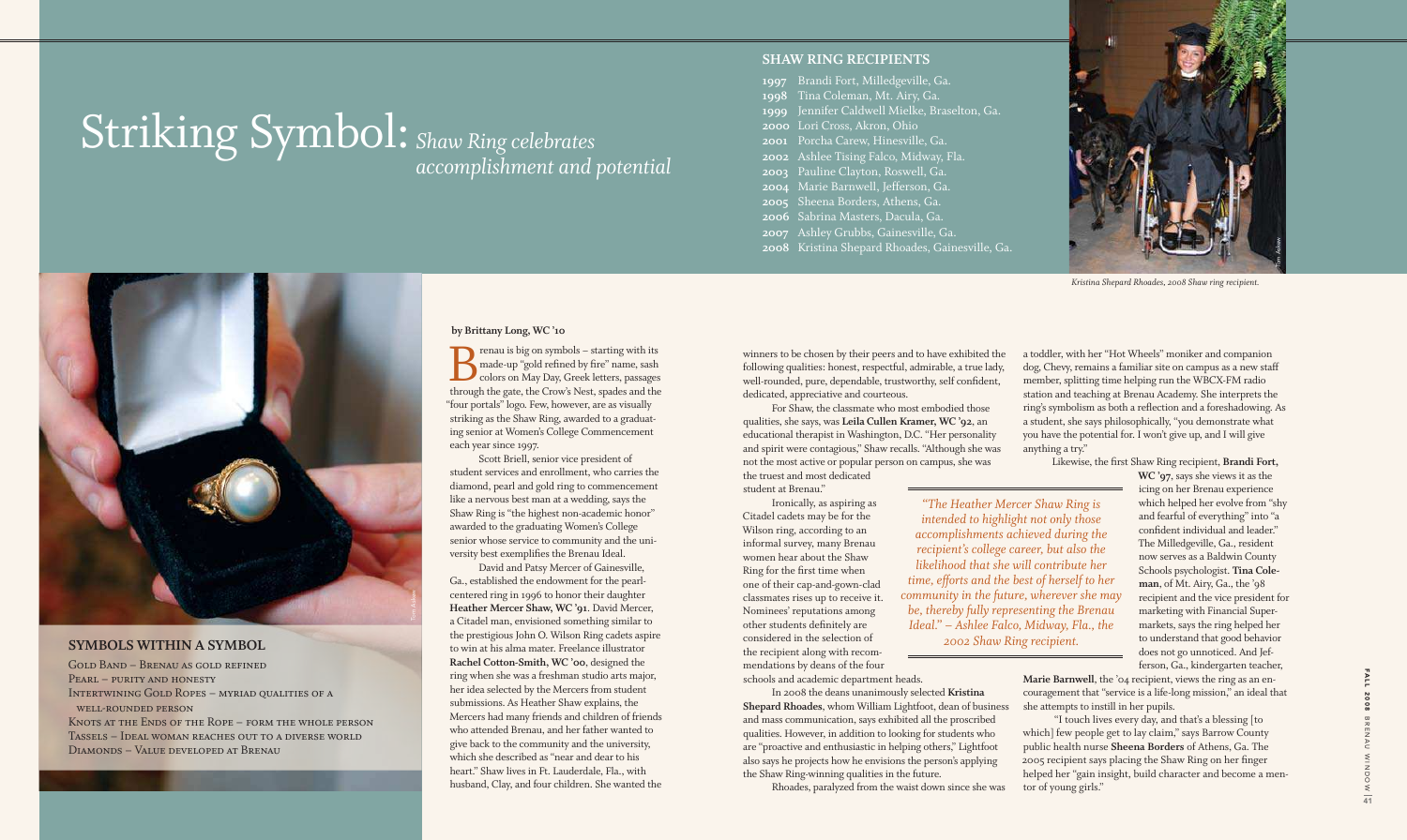# Striking Symbol: *Shaw Ring celebrates accomplishment and potential*

## SHAW RING RECIPIENTS

**1997** Brandi Fort, Milledgeville, Ga.
**1998** Tina Coleman, Mt. Airy, Ga.
**1999** Jennifer Caldwell Mielke, Braselton, Ga.
**2000** Lori Cross, Akron, Ohio
**2001** Porcha Carew, Hinesville, Ga.
**2002** Ashlee Tising Falco, Midway, Fla.
**2003** Pauline Clayton, Roswell, Ga.
**2004** Marie Barnwell, Jefferson, Ga.
**2005** Sheena Borders, Athens, Ga.
**2006** Sabrina Masters, Dacula, Ga.
**2007** Ashley Grubbs, Gainesville, Ga.
**2008** Kristina Shepard Rhoades, Gainesville, Ga.

*Kristina Shepard Rhoades, 2008 Shaw ring recipient.*

## SYMBOLS WITHIN A SYMBOL

Gold Band – Brenau as gold refined
Pearl – purity and honesty
Intertwining Gold Ropes – myriad qualities of a well-rounded person
Knots at the Ends of the Rope – form the whole person
Tassels – Ideal woman reaches out to a diverse world
Diamonds – Value developed at Brenau

**by Brittany Long, WC '10**

Brenau is big on symbols – starting with its made-up "gold refined by fire" name, sash colors on May Day, Greek letters, passages through the gate, the Crow's Nest, spades and the "four portals" logo. Few, however, are as visually striking as the Shaw Ring, awarded to a graduating senior at Women's College Commencement each year since 1997.

Scott Briell, senior vice president of student services and enrollment, who carries the diamond, pearl and gold ring to commencement like a nervous best man at a wedding, says the Shaw Ring is "the highest non-academic honor" awarded to the graduating Women's College senior whose service to community and the university best exemplifies the Brenau Ideal.

David and Patsy Mercer of Gainesville, Ga., established the endowment for the pearl-centered ring in 1996 to honor their daughter **Heather Mercer Shaw, WC '91**. David Mercer, a Citadel man, envisioned something similar to the prestigious John O. Wilson Ring cadets aspire to win at his alma mater. Freelance illustrator **Rachel Cotton-Smith, WC '00**, designed the ring when she was a freshman studio arts major, her idea selected by the Mercers from student submissions. As Heather Shaw explains, the Mercers had many friends and children of friends who attended Brenau, and her father wanted to give back to the community and the university, which she described as "near and dear to his heart." Shaw lives in Ft. Lauderdale, Fla., with husband, Clay, and four children. She wanted the winners to be chosen by their peers and to have exhibited the following qualities: honest, respectful, admirable, a true lady, well-rounded, pure, dependable, trustworthy, self confident, dedicated, appreciative and courteous.

For Shaw, the classmate who most embodied those qualities, she says, was **Leila Cullen Kramer, WC '92**, an educational therapist in Washington, D.C. "Her personality and spirit were contagious," Shaw recalls. "Although she was not the most active or popular person on campus, she was the truest and most dedicated student at Brenau."

Ironically, as aspiring as Citadel cadets may be for the Wilson ring, according to an informal survey, many Brenau women hear about the Shaw Ring for the first time when one of their cap-and-gown-clad classmates rises up to receive it. Nominees' reputations among other students definitely are considered in the selection of the recipient along with recommendations by deans of the four schools and academic department heads.

*"The Heather Mercer Shaw Ring is intended to highlight not only those accomplishments achieved during the recipient's college career, but also the likelihood that she will contribute her time, efforts and the best of herself to her community in the future, wherever she may be, thereby fully representing the Brenau Ideal." – Ashlee Falco, Midway, Fla., the 2002 Shaw Ring recipient.*

In 2008 the deans unanimously selected **Kristina Shepard Rhoades**, whom William Lightfoot, dean of business and mass communication, says exhibited all the proscribed qualities. However, in addition to looking for students who are "proactive and enthusiastic in helping others," Lightfoot also says he projects how he envisions the person's applying the Shaw Ring-winning qualities in the future.

Rhoades, paralyzed from the waist down since she was a toddler, with her "Hot Wheels" moniker and companion dog, Chevy, remains a familiar site on campus as a new staff member, splitting time helping run the WBCX-FM radio station and teaching at Brenau Academy. She interprets the ring's symbolism as both a reflection and a foreshadowing. As a student, she says philosophically, "you demonstrate what you have the potential for. I won't give up, and I will give anything a try."

Likewise, the first Shaw Ring recipient, **Brandi Fort, WC '97**, says she views it as the icing on her Brenau experience which helped her evolve from "shy and fearful of everything" into "a confident individual and leader." The Milledgeville, Ga., resident now serves as a Baldwin County Schools psychologist. **Tina Coleman**, of Mt. Airy, Ga., the '98 recipient and the vice president for marketing with Financial Supermarkets, says the ring helped her to understand that good behavior does not go unnoticed. And Jefferson, Ga., kindergarten teacher, **Marie Barnwell**, the '04 recipient, views the ring as an encouragement that "service is a life-long mission," an ideal that she attempts to instill in her pupils.

"I touch lives every day, and that's a blessing [to which] few people get to lay claim," says Barrow County public health nurse **Sheena Borders** of Athens, Ga. The 2005 recipient says placing the Shaw Ring on her finger helped her "gain insight, build character and become a mentor of young girls."